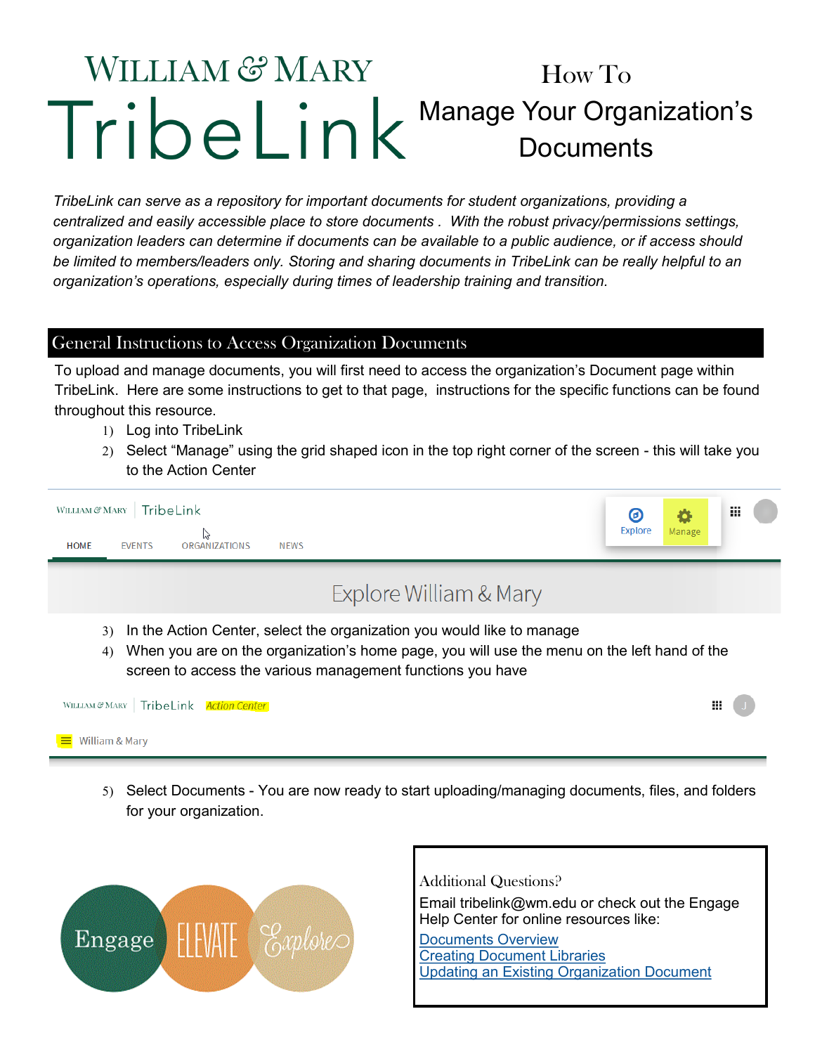# William & Mary TribeLink

# How To Manage Your Organization's Documents

*TribeLink can serve as a repository for important documents for student organizations, providing a centralized and easily accessible place to store documents . With the robust privacy/permissions settings, organization leaders can determine if documents can be available to a public audience, or if access should be limited to members/leaders only. Storing and sharing documents in TribeLink can be really helpful to an organization's operations, especially during times of leadership training and transition.*

## General Instructions to Access Organization Documents

To upload and manage documents, you will first need to access the organization's Document page within TribeLink. Here are some instructions to get to that page, instructions for the specific functions can be found throughout this resource.

1) Log into TribeLink
2) Select "Manage" using the grid shaped icon in the top right corner of the screen - this will take you to the Action Center
3) In the Action Center, select the organization you would like to manage
4) When you are on the organization's home page, you will use the menu on the left hand of the screen to access the various management functions you have
5) Select Documents - You are now ready to start uploading/managing documents, files, and folders for your organization.

Additional Questions?

Email tribelink@wm.edu or check out the Engage Help Center for online resources like:

- Documents Overview
- Creating Document Libraries
- Updating an Existing Organization Document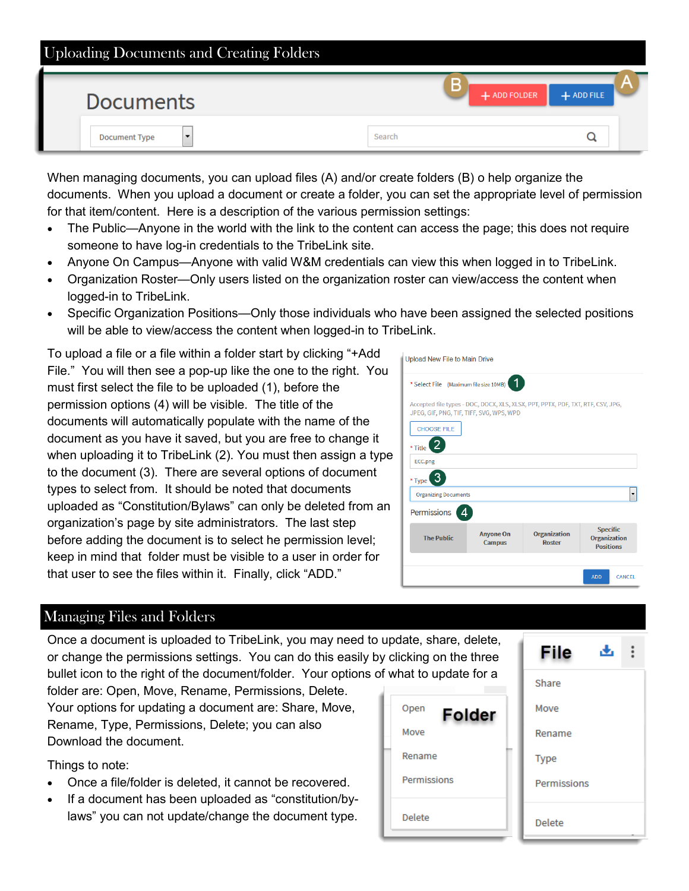## Uploading Documents and Creating Folders

Documents

B + ADD FOLDER + ADD FILE A

Document Type

Search

When managing documents, you can upload files (A) and/or create folders (B) o help organize the documents. When you upload a document or create a folder, you can set the appropriate level of permission for that item/content. Here is a description of the various permission settings:

- The Public—Anyone in the world with the link to the content can access the page; this does not require someone to have log-in credentials to the TribeLink site.
- Anyone On Campus—Anyone with valid W&M credentials can view this when logged in to TribeLink.
- Organization Roster—Only users listed on the organization roster can view/access the content when logged-in to TribeLink.
- Specific Organization Positions—Only those individuals who have been assigned the selected positions will be able to view/access the content when logged-in to TribeLink.

To upload a file or a file within a folder start by clicking "+Add File." You will then see a pop-up like the one to the right. You must first select the file to be uploaded (1), before the permission options (4) will be visible. The title of the documents will automatically populate with the name of the document as you have it saved, but you are free to change it when uploading it to TribeLink (2). You must then assign a type to the document (3). There are several options of document types to select from. It should be noted that documents uploaded as "Constitution/Bylaws" can only be deleted from an organization's page by site administrators. The last step before adding the document is to select he permission level; keep in mind that folder must be visible to a user in order for that user to see the files within it. Finally, click "ADD."

Upload New File to Main Drive

* Select File (Maximum file size 10MB) 1

Accepted file types - DOC, DOCX, XLS, XLSX, PPT, PPTX, PDF, TXT, RTF, CSV, JPG, JPEG, GIF, PNG, TIF, TIFF, SVG, WPS, WPD

CHOOSE FILE

* Title 2

ECC.png

* Type 3

Organizing Documents

Permissions 4

The Public | Anyone On Campus | Organization Roster | Specific Organization Positions

ADD CANCEL

## Managing Files and Folders

Once a document is uploaded to TribeLink, you may need to update, share, delete, or change the permissions settings. You can do this easily by clicking on the three bullet icon to the right of the document/folder. Your options of what to update for a folder are: Open, Move, Rename, Permissions, Delete. Your options for updating a document are: Share, Move, Rename, Type, Permissions, Delete; you can also Download the document.

Things to note:

- Once a file/folder is deleted, it cannot be recovered.
- If a document has been uploaded as "constitution/by-laws" you can not update/change the document type.

Folder

Open
Move
Rename
Permissions
Delete

File

Share
Move
Rename
Type
Permissions
Delete